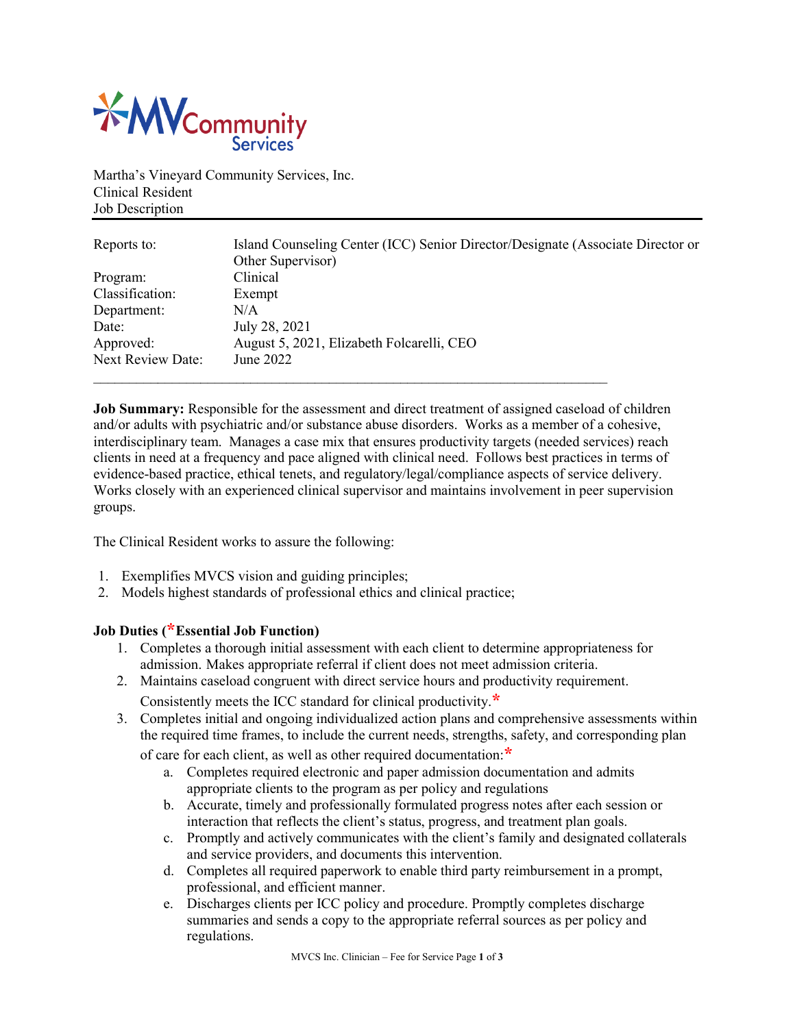Martha's Vineyard Community Services, Inc.
Clinical Resident
Job Description

---

| | |
|---|---|
| Reports to: | Island Counseling Center (ICC) Senior Director/Designate (Associate Director or Other Supervisor) |
| Program: | Clinical |
| Classification: | Exempt |
| Department: | N/A |
| Date: | July 28, 2021 |
| Approved: | August 5, 2021, Elizabeth Folcarelli, CEO |
| Next Review Date: | June 2022 |

---

**Job Summary:** Responsible for the assessment and direct treatment of assigned caseload of children and/or adults with psychiatric and/or substance abuse disorders. Works as a member of a cohesive, interdisciplinary team. Manages a case mix that ensures productivity targets (needed services) reach clients in need at a frequency and pace aligned with clinical need. Follows best practices in terms of evidence-based practice, ethical tenets, and regulatory/legal/compliance aspects of service delivery. Works closely with an experienced clinical supervisor and maintains involvement in peer supervision groups.

The Clinical Resident works to assure the following:

1. Exemplifies MVCS vision and guiding principles;
2. Models highest standards of professional ethics and clinical practice;

**Job Duties (*Essential Job Function)**

1. Completes a thorough initial assessment with each client to determine appropriateness for admission. Makes appropriate referral if client does not meet admission criteria.
2. Maintains caseload congruent with direct service hours and productivity requirement. Consistently meets the ICC standard for clinical productivity.*
3. Completes initial and ongoing individualized action plans and comprehensive assessments within the required time frames, to include the current needs, strengths, safety, and corresponding plan of care for each client, as well as other required documentation:*
   a. Completes required electronic and paper admission documentation and admits appropriate clients to the program as per policy and regulations
   b. Accurate, timely and professionally formulated progress notes after each session or interaction that reflects the client's status, progress, and treatment plan goals.
   c. Promptly and actively communicates with the client's family and designated collaterals and service providers, and documents this intervention.
   d. Completes all required paperwork to enable third party reimbursement in a prompt, professional, and efficient manner.
   e. Discharges clients per ICC policy and procedure. Promptly completes discharge summaries and sends a copy to the appropriate referral sources as per policy and regulations.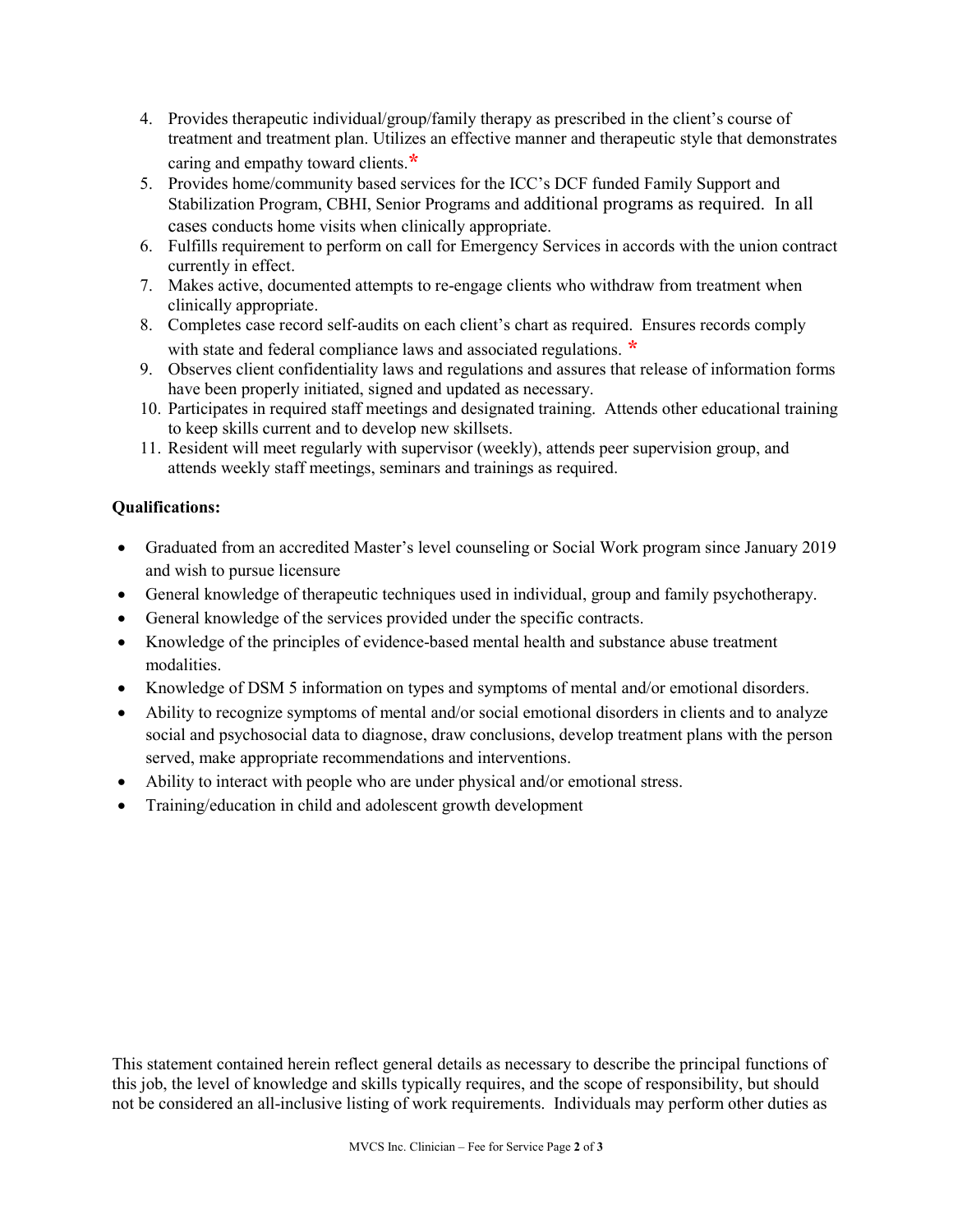4. Provides therapeutic individual/group/family therapy as prescribed in the client's course of treatment and treatment plan. Utilizes an effective manner and therapeutic style that demonstrates caring and empathy toward clients.*
5. Provides home/community based services for the ICC's DCF funded Family Support and Stabilization Program, CBHI, Senior Programs and additional programs as required. In all cases conducts home visits when clinically appropriate.
6. Fulfills requirement to perform on call for Emergency Services in accords with the union contract currently in effect.
7. Makes active, documented attempts to re-engage clients who withdraw from treatment when clinically appropriate.
8. Completes case record self-audits on each client's chart as required. Ensures records comply with state and federal compliance laws and associated regulations. *
9. Observes client confidentiality laws and regulations and assures that release of information forms have been properly initiated, signed and updated as necessary.
10. Participates in required staff meetings and designated training. Attends other educational training to keep skills current and to develop new skillsets.
11. Resident will meet regularly with supervisor (weekly), attends peer supervision group, and attends weekly staff meetings, seminars and trainings as required.

**Qualifications:**

- Graduated from an accredited Master's level counseling or Social Work program since January 2019 and wish to pursue licensure
- General knowledge of therapeutic techniques used in individual, group and family psychotherapy.
- General knowledge of the services provided under the specific contracts.
- Knowledge of the principles of evidence-based mental health and substance abuse treatment modalities.
- Knowledge of DSM 5 information on types and symptoms of mental and/or emotional disorders.
- Ability to recognize symptoms of mental and/or social emotional disorders in clients and to analyze social and psychosocial data to diagnose, draw conclusions, develop treatment plans with the person served, make appropriate recommendations and interventions.
- Ability to interact with people who are under physical and/or emotional stress.
- Training/education in child and adolescent growth development

This statement contained herein reflect general details as necessary to describe the principal functions of this job, the level of knowledge and skills typically requires, and the scope of responsibility, but should not be considered an all-inclusive listing of work requirements. Individuals may perform other duties as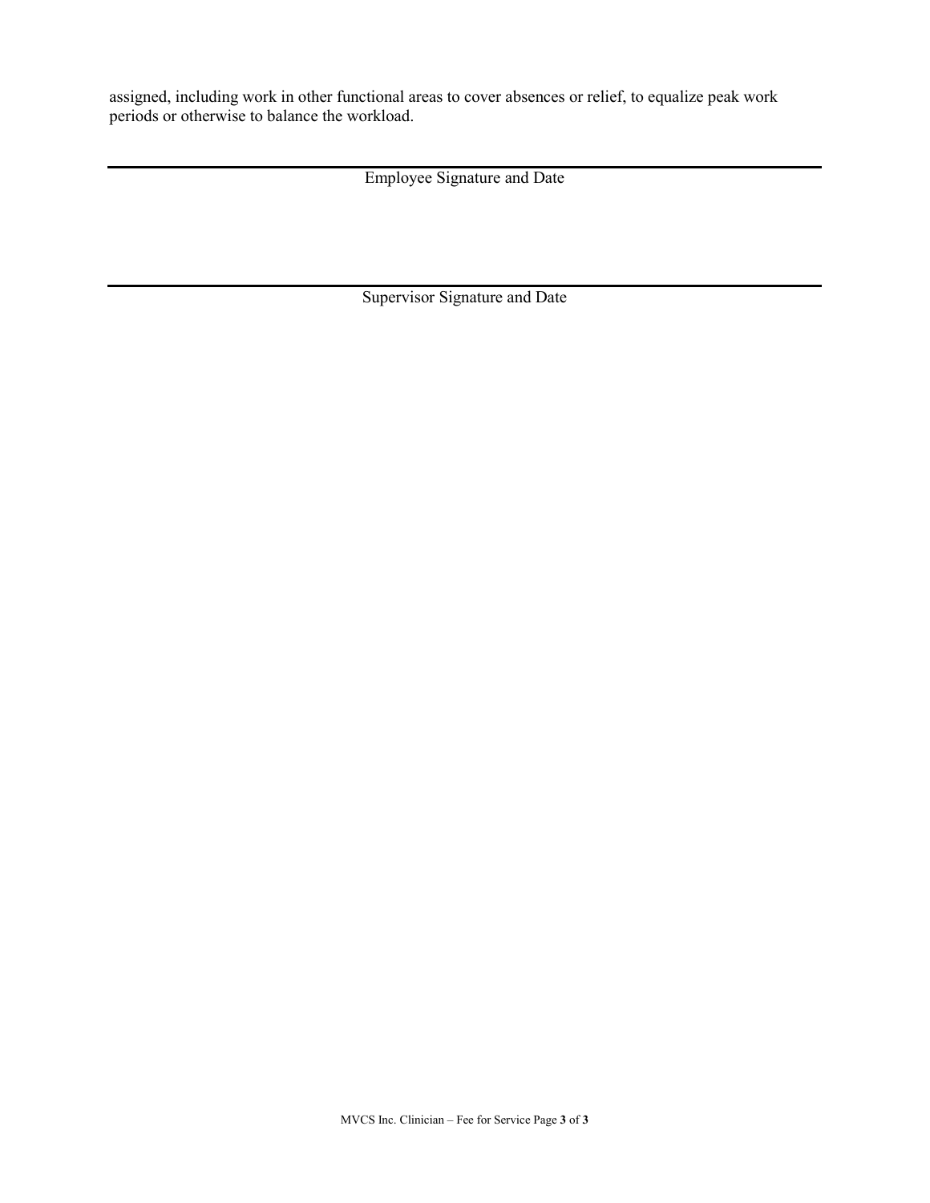assigned, including work in other functional areas to cover absences or relief, to equalize peak work periods or otherwise to balance the workload.

---

Employee Signature and Date

---

Supervisor Signature and Date